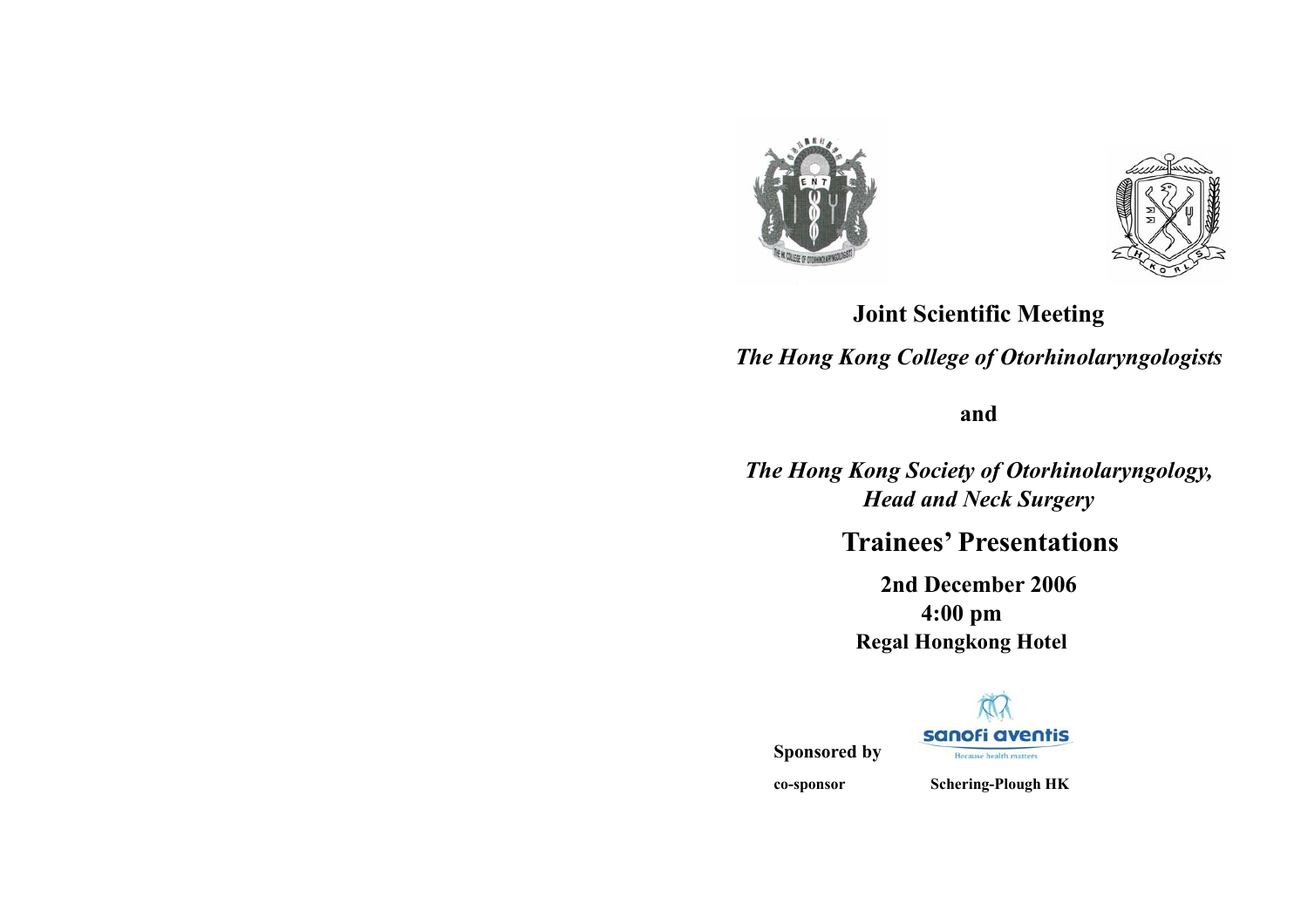# Joint Scientific Meeting

*The Hong Kong College of Otorhinolaryngologists*

**and**

*The Hong Kong Society of Otorhinolaryngology, Head and Neck Surgery*

## Trainees' Presentations

**2nd December 2006**

**4:00 pm**

**Regal Hongkong Hotel**

**Sponsored by** sanofi aventis

Because health matters

**co-sponsor** **Schering-Plough HK**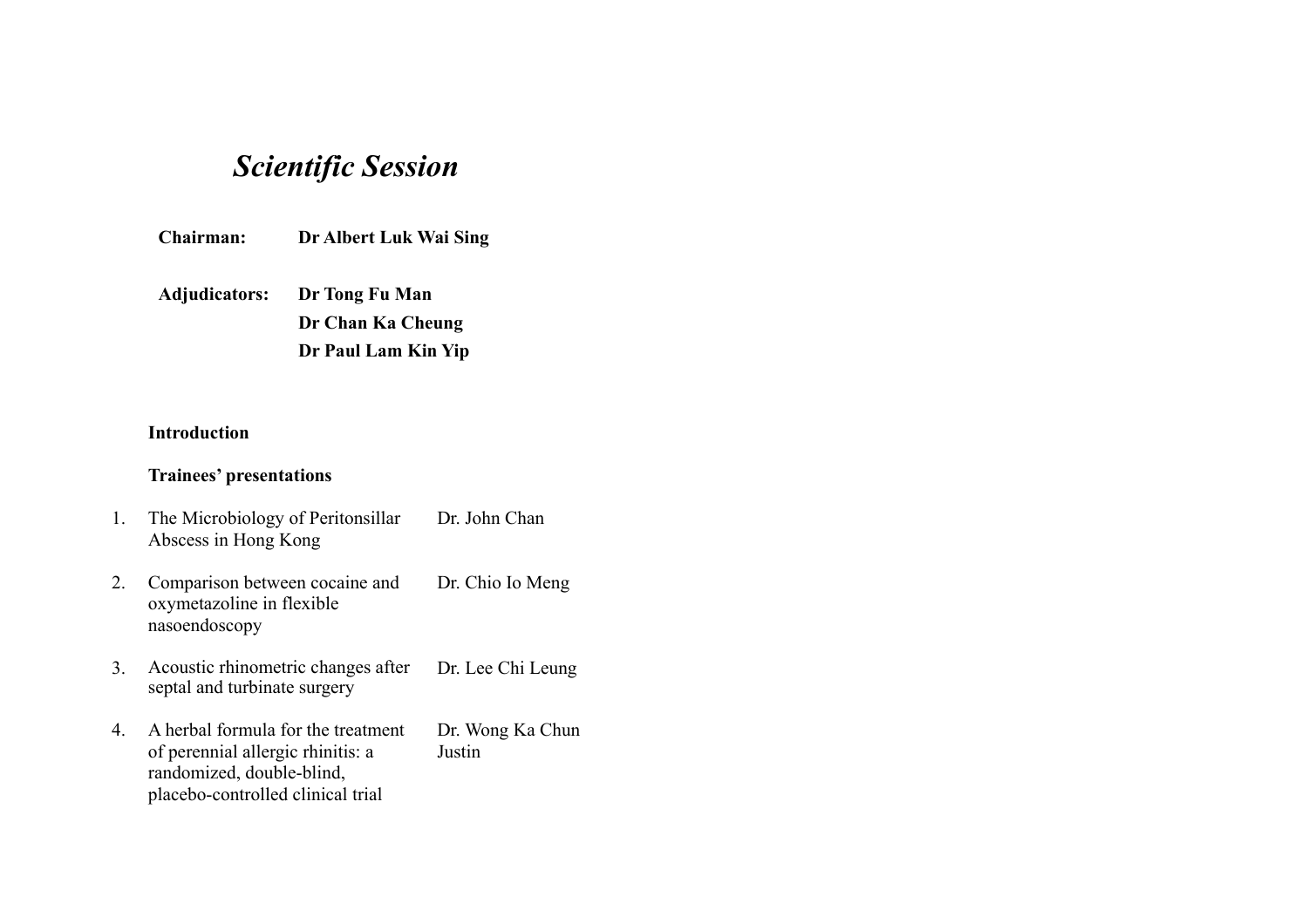# *Scientific Session*

**Chairman:** **Dr Albert Luk Wai Sing**

**Adjudicators:** **Dr Tong Fu Man**
**Dr Chan Ka Cheung**
**Dr Paul Lam Kin Yip**

**Introduction**

**Trainees' presentations**

1. The Microbiology of Peritonsillar Abscess in Hong Kong — Dr. John Chan

2. Comparison between cocaine and oxymetazoline in flexible nasoendoscopy — Dr. Chio Io Meng

3. Acoustic rhinometric changes after septal and turbinate surgery — Dr. Lee Chi Leung

4. A herbal formula for the treatment of perennial allergic rhinitis: a randomized, double-blind, placebo-controlled clinical trial — Dr. Wong Ka Chun Justin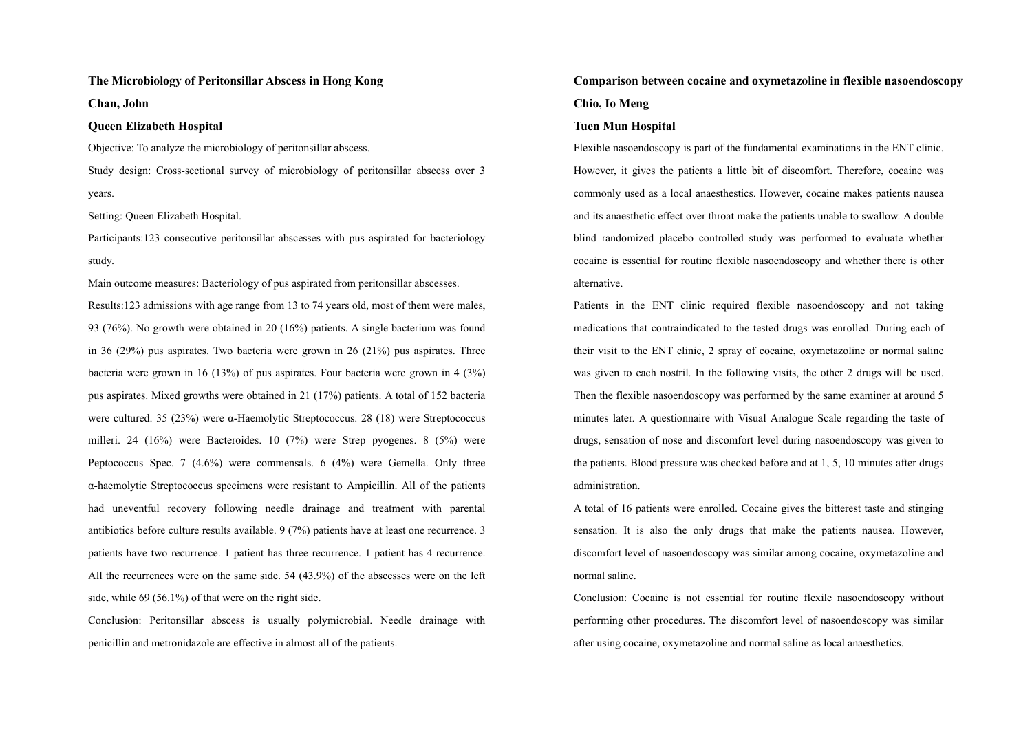**The Microbiology of Peritonsillar Abscess in Hong Kong**

**Chan, John**

**Queen Elizabeth Hospital**

Objective: To analyze the microbiology of peritonsillar abscess.

Study design: Cross-sectional survey of microbiology of peritonsillar abscess over 3 years.

Setting: Queen Elizabeth Hospital.

Participants:123 consecutive peritonsillar abscesses with pus aspirated for bacteriology study.

Main outcome measures: Bacteriology of pus aspirated from peritonsillar abscesses.

Results:123 admissions with age range from 13 to 74 years old, most of them were males, 93 (76%). No growth were obtained in 20 (16%) patients. A single bacterium was found in 36 (29%) pus aspirates. Two bacteria were grown in 26 (21%) pus aspirates. Three bacteria were grown in 16 (13%) of pus aspirates. Four bacteria were grown in 4 (3%) pus aspirates. Mixed growths were obtained in 21 (17%) patients. A total of 152 bacteria were cultured. 35 (23%) were α-Haemolytic Streptococcus. 28 (18) were Streptococcus milleri. 24 (16%) were Bacteroides. 10 (7%) were Strep pyogenes. 8 (5%) were Peptococcus Spec. 7 (4.6%) were commensals. 6 (4%) were Gemella. Only three α-haemolytic Streptococcus specimens were resistant to Ampicillin. All of the patients had uneventful recovery following needle drainage and treatment with parental antibiotics before culture results available. 9 (7%) patients have at least one recurrence. 3 patients have two recurrence. 1 patient has three recurrence. 1 patient has 4 recurrence. All the recurrences were on the same side. 54 (43.9%) of the abscesses were on the left side, while 69 (56.1%) of that were on the right side.

Conclusion: Peritonsillar abscess is usually polymicrobial. Needle drainage with penicillin and metronidazole are effective in almost all of the patients.

**Comparison between cocaine and oxymetazoline in flexible nasoendoscopy**

**Chio, Io Meng**

**Tuen Mun Hospital**

Flexible nasoendoscopy is part of the fundamental examinations in the ENT clinic. However, it gives the patients a little bit of discomfort. Therefore, cocaine was commonly used as a local anaesthestics. However, cocaine makes patients nausea and its anaesthetic effect over throat make the patients unable to swallow. A double blind randomized placebo controlled study was performed to evaluate whether cocaine is essential for routine flexible nasoendoscopy and whether there is other alternative.

Patients in the ENT clinic required flexible nasoendoscopy and not taking medications that contraindicated to the tested drugs was enrolled. During each of their visit to the ENT clinic, 2 spray of cocaine, oxymetazoline or normal saline was given to each nostril. In the following visits, the other 2 drugs will be used. Then the flexible nasoendoscopy was performed by the same examiner at around 5 minutes later. A questionnaire with Visual Analogue Scale regarding the taste of drugs, sensation of nose and discomfort level during nasoendoscopy was given to the patients. Blood pressure was checked before and at 1, 5, 10 minutes after drugs administration.

A total of 16 patients were enrolled. Cocaine gives the bitterest taste and stinging sensation. It is also the only drugs that make the patients nausea. However, discomfort level of nasoendoscopy was similar among cocaine, oxymetazoline and normal saline.

Conclusion: Cocaine is not essential for routine flexile nasoendoscopy without performing other procedures. The discomfort level of nasoendoscopy was similar after using cocaine, oxymetazoline and normal saline as local anaesthetics.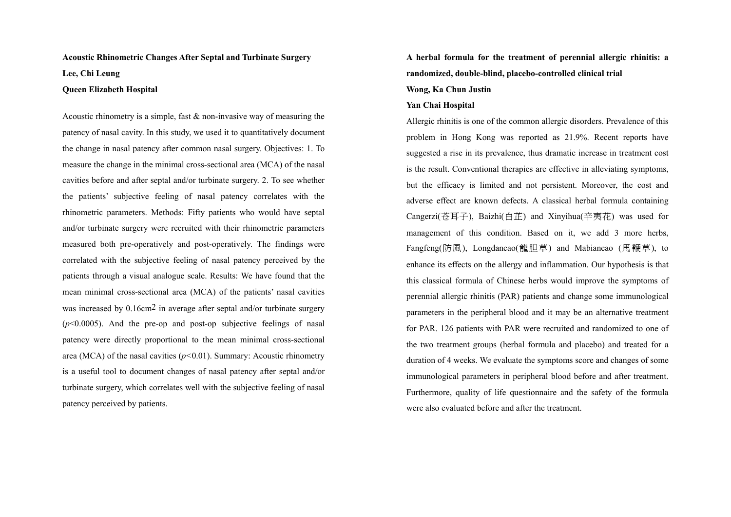**Acoustic Rhinometric Changes After Septal and Turbinate Surgery**

**Lee, Chi Leung**

**Queen Elizabeth Hospital**

Acoustic rhinometry is a simple, fast & non-invasive way of measuring the patency of nasal cavity. In this study, we used it to quantitatively document the change in nasal patency after common nasal surgery. Objectives: 1. To measure the change in the minimal cross-sectional area (MCA) of the nasal cavities before and after septal and/or turbinate surgery. 2. To see whether the patients' subjective feeling of nasal patency correlates with the rhinometric parameters. Methods: Fifty patients who would have septal and/or turbinate surgery were recruited with their rhinometric parameters measured both pre-operatively and post-operatively. The findings were correlated with the subjective feeling of nasal patency perceived by the patients through a visual analogue scale. Results: We have found that the mean minimal cross-sectional area (MCA) of the patients' nasal cavities was increased by $0.16cm^2$ in average after septal and/or turbinate surgery ($p<0.0005$). And the pre-op and post-op subjective feelings of nasal patency were directly proportional to the mean minimal cross-sectional area (MCA) of the nasal cavities ($p<0.01$). Summary: Acoustic rhinometry is a useful tool to document changes of nasal patency after septal and/or turbinate surgery, which correlates well with the subjective feeling of nasal patency perceived by patients.

**A herbal formula for the treatment of perennial allergic rhinitis: a randomized, double-blind, placebo-controlled clinical trial**

**Wong, Ka Chun Justin**

**Yan Chai Hospital**

Allergic rhinitis is one of the common allergic disorders. Prevalence of this problem in Hong Kong was reported as 21.9%. Recent reports have suggested a rise in its prevalence, thus dramatic increase in treatment cost is the result. Conventional therapies are effective in alleviating symptoms, but the efficacy is limited and not persistent. Moreover, the cost and adverse effect are known defects. A classical herbal formula containing Cangerzi(苍耳子), Baizhi(白芷) and Xinyihua(辛夷花) was used for management of this condition. Based on it, we add 3 more herbs, Fangfeng(防風), Longdancao(龍胆草) and Mabiancao (馬鞭草), to enhance its effects on the allergy and inflammation. Our hypothesis is that this classical formula of Chinese herbs would improve the symptoms of perennial allergic rhinitis (PAR) patients and change some immunological parameters in the peripheral blood and it may be an alternative treatment for PAR. 126 patients with PAR were recruited and randomized to one of the two treatment groups (herbal formula and placebo) and treated for a duration of 4 weeks. We evaluate the symptoms score and changes of some immunological parameters in peripheral blood before and after treatment. Furthermore, quality of life questionnaire and the safety of the formula were also evaluated before and after the treatment.